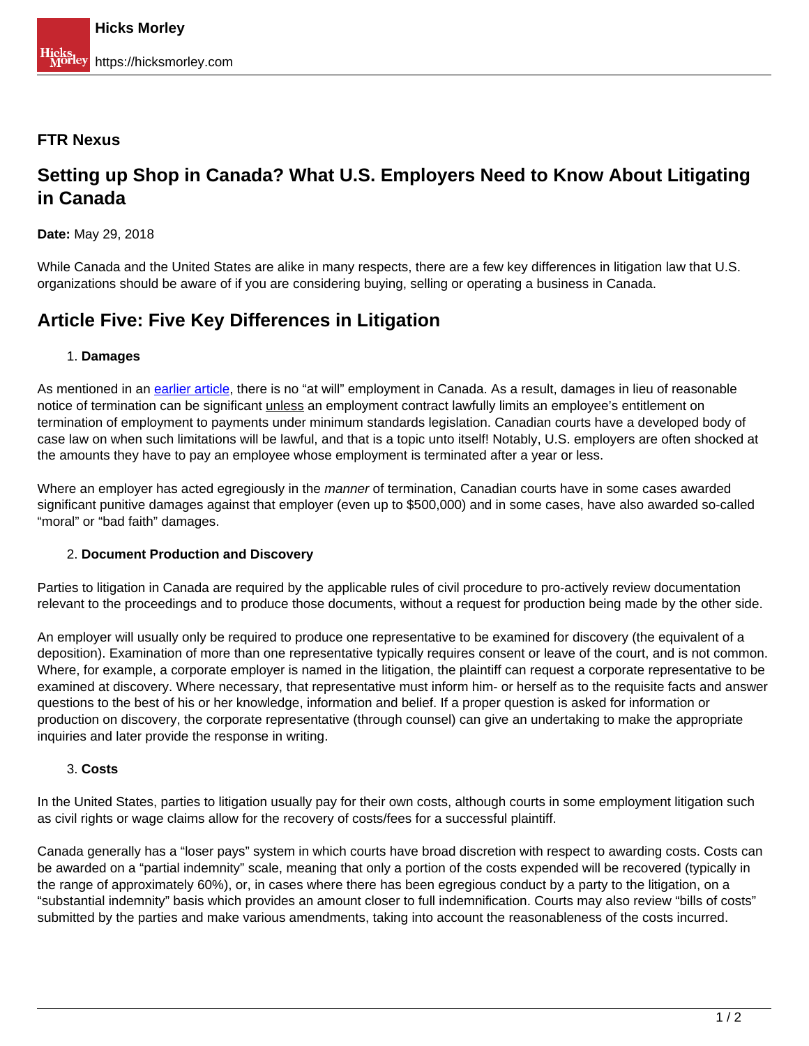**FTR Nexus**

# Setting up Shop in Canada? What U.S. Employers Need to Know About Litigating in Canada

**Date:** May 29, 2018

While Canada and the United States are alike in many respects, there are a few key differences in litigation law that U.S. organizations should be aware of if you are considering buying, selling or operating a business in Canada.

## Article Five: Five Key Differences in Litigation

1. **Damages**

As mentioned in an earlier article, there is no "at will" employment in Canada. As a result, damages in lieu of reasonable notice of termination can be significant unless an employment contract lawfully limits an employee's entitlement on termination of employment to payments under minimum standards legislation. Canadian courts have a developed body of case law on when such limitations will be lawful, and that is a topic unto itself! Notably, U.S. employers are often shocked at the amounts they have to pay an employee whose employment is terminated after a year or less.

Where an employer has acted egregiously in the *manner* of termination, Canadian courts have in some cases awarded significant punitive damages against that employer (even up to $500,000) and in some cases, have also awarded so-called "moral" or "bad faith" damages.

2. **Document Production and Discovery**

Parties to litigation in Canada are required by the applicable rules of civil procedure to pro-actively review documentation relevant to the proceedings and to produce those documents, without a request for production being made by the other side.

An employer will usually only be required to produce one representative to be examined for discovery (the equivalent of a deposition). Examination of more than one representative typically requires consent or leave of the court, and is not common. Where, for example, a corporate employer is named in the litigation, the plaintiff can request a corporate representative to be examined at discovery. Where necessary, that representative must inform him- or herself as to the requisite facts and answer questions to the best of his or her knowledge, information and belief. If a proper question is asked for information or production on discovery, the corporate representative (through counsel) can give an undertaking to make the appropriate inquiries and later provide the response in writing.

3. **Costs**

In the United States, parties to litigation usually pay for their own costs, although courts in some employment litigation such as civil rights or wage claims allow for the recovery of costs/fees for a successful plaintiff.

Canada generally has a "loser pays" system in which courts have broad discretion with respect to awarding costs. Costs can be awarded on a "partial indemnity" scale, meaning that only a portion of the costs expended will be recovered (typically in the range of approximately 60%), or, in cases where there has been egregious conduct by a party to the litigation, on a "substantial indemnity" basis which provides an amount closer to full indemnification. Courts may also review "bills of costs" submitted by the parties and make various amendments, taking into account the reasonableness of the costs incurred.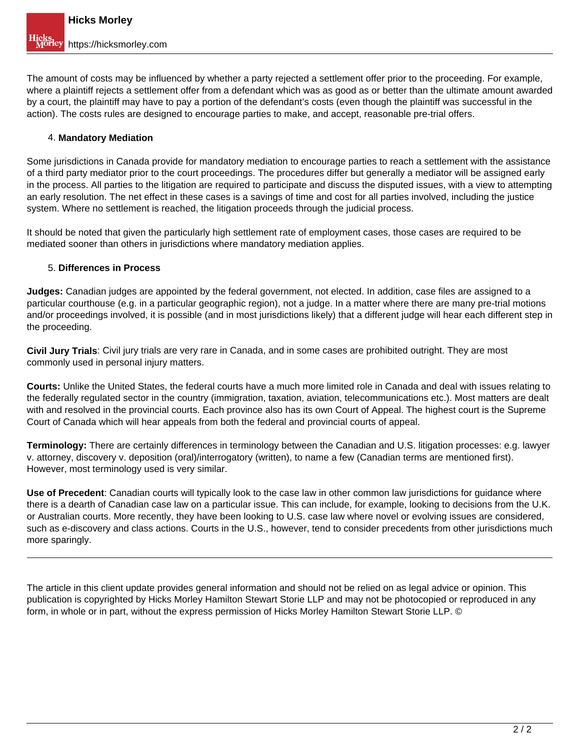The amount of costs may be influenced by whether a party rejected a settlement offer prior to the proceeding. For example, where a plaintiff rejects a settlement offer from a defendant which was as good as or better than the ultimate amount awarded by a court, the plaintiff may have to pay a portion of the defendant's costs (even though the plaintiff was successful in the action). The costs rules are designed to encourage parties to make, and accept, reasonable pre-trial offers.

4. **Mandatory Mediation**

Some jurisdictions in Canada provide for mandatory mediation to encourage parties to reach a settlement with the assistance of a third party mediator prior to the court proceedings. The procedures differ but generally a mediator will be assigned early in the process. All parties to the litigation are required to participate and discuss the disputed issues, with a view to attempting an early resolution. The net effect in these cases is a savings of time and cost for all parties involved, including the justice system. Where no settlement is reached, the litigation proceeds through the judicial process.

It should be noted that given the particularly high settlement rate of employment cases, those cases are required to be mediated sooner than others in jurisdictions where mandatory mediation applies.

5. **Differences in Process**

**Judges:** Canadian judges are appointed by the federal government, not elected. In addition, case files are assigned to a particular courthouse (e.g. in a particular geographic region), not a judge. In a matter where there are many pre-trial motions and/or proceedings involved, it is possible (and in most jurisdictions likely) that a different judge will hear each different step in the proceeding.

**Civil Jury Trials**: Civil jury trials are very rare in Canada, and in some cases are prohibited outright. They are most commonly used in personal injury matters.

**Courts:** Unlike the United States, the federal courts have a much more limited role in Canada and deal with issues relating to the federally regulated sector in the country (immigration, taxation, aviation, telecommunications etc.). Most matters are dealt with and resolved in the provincial courts. Each province also has its own Court of Appeal. The highest court is the Supreme Court of Canada which will hear appeals from both the federal and provincial courts of appeal.

**Terminology:** There are certainly differences in terminology between the Canadian and U.S. litigation processes: e.g. lawyer v. attorney, discovery v. deposition (oral)/interrogatory (written), to name a few (Canadian terms are mentioned first). However, most terminology used is very similar.

**Use of Precedent**: Canadian courts will typically look to the case law in other common law jurisdictions for guidance where there is a dearth of Canadian case law on a particular issue. This can include, for example, looking to decisions from the U.K. or Australian courts. More recently, they have been looking to U.S. case law where novel or evolving issues are considered, such as e-discovery and class actions. Courts in the U.S., however, tend to consider precedents from other jurisdictions much more sparingly.

---

The article in this client update provides general information and should not be relied on as legal advice or opinion. This publication is copyrighted by Hicks Morley Hamilton Stewart Storie LLP and may not be photocopied or reproduced in any form, in whole or in part, without the express permission of Hicks Morley Hamilton Stewart Storie LLP. ©